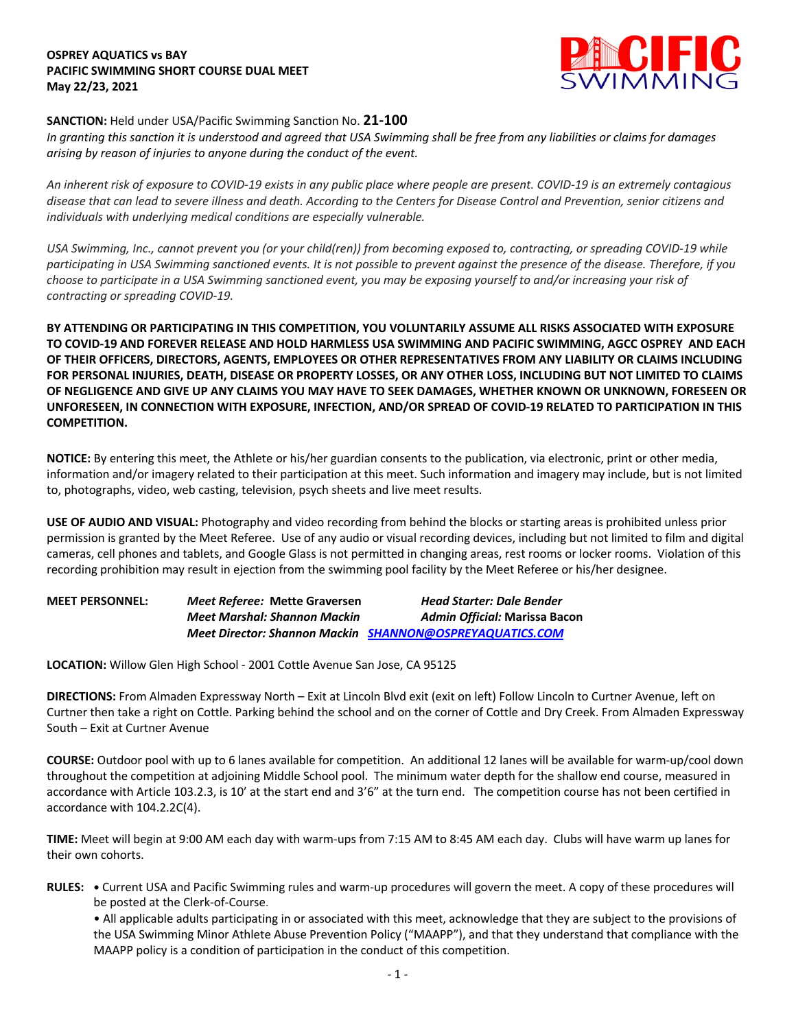**OSPREY AQUATICS vs BAY**
**PACIFIC SWIMMING SHORT COURSE DUAL MEET**
**May 22/23, 2021**

**SANCTION:** Held under USA/Pacific Swimming Sanction No. **21-100**

*In granting this sanction it is understood and agreed that USA Swimming shall be free from any liabilities or claims for damages arising by reason of injuries to anyone during the conduct of the event.*

*An inherent risk of exposure to COVID-19 exists in any public place where people are present. COVID-19 is an extremely contagious disease that can lead to severe illness and death. According to the Centers for Disease Control and Prevention, senior citizens and individuals with underlying medical conditions are especially vulnerable.*

*USA Swimming, Inc., cannot prevent you (or your child(ren)) from becoming exposed to, contracting, or spreading COVID-19 while participating in USA Swimming sanctioned events. It is not possible to prevent against the presence of the disease. Therefore, if you choose to participate in a USA Swimming sanctioned event, you may be exposing yourself to and/or increasing your risk of contracting or spreading COVID-19.*

**BY ATTENDING OR PARTICIPATING IN THIS COMPETITION, YOU VOLUNTARILY ASSUME ALL RISKS ASSOCIATED WITH EXPOSURE TO COVID-19 AND FOREVER RELEASE AND HOLD HARMLESS USA SWIMMING AND PACIFIC SWIMMING, AGCC OSPREY AND EACH OF THEIR OFFICERS, DIRECTORS, AGENTS, EMPLOYEES OR OTHER REPRESENTATIVES FROM ANY LIABILITY OR CLAIMS INCLUDING FOR PERSONAL INJURIES, DEATH, DISEASE OR PROPERTY LOSSES, OR ANY OTHER LOSS, INCLUDING BUT NOT LIMITED TO CLAIMS OF NEGLIGENCE AND GIVE UP ANY CLAIMS YOU MAY HAVE TO SEEK DAMAGES, WHETHER KNOWN OR UNKNOWN, FORESEEN OR UNFORESEEN, IN CONNECTION WITH EXPOSURE, INFECTION, AND/OR SPREAD OF COVID-19 RELATED TO PARTICIPATION IN THIS COMPETITION.**

**NOTICE:** By entering this meet, the Athlete or his/her guardian consents to the publication, via electronic, print or other media, information and/or imagery related to their participation at this meet. Such information and imagery may include, but is not limited to, photographs, video, web casting, television, psych sheets and live meet results.

**USE OF AUDIO AND VISUAL:** Photography and video recording from behind the blocks or starting areas is prohibited unless prior permission is granted by the Meet Referee. Use of any audio or visual recording devices, including but not limited to film and digital cameras, cell phones and tablets, and Google Glass is not permitted in changing areas, rest rooms or locker rooms. Violation of this recording prohibition may result in ejection from the swimming pool facility by the Meet Referee or his/her designee.

**MEET PERSONNEL:**
*Meet Referee:* **Mette Graversen** — *Head Starter: Dale Bender*
*Meet Marshal: Shannon Mackin* — *Admin Official:* **Marissa Bacon**
*Meet Director: Shannon Mackin* SHANNON@OSPREYAQUATICS.COM

**LOCATION:** Willow Glen High School - 2001 Cottle Avenue San Jose, CA 95125

**DIRECTIONS:** From Almaden Expressway North – Exit at Lincoln Blvd exit (exit on left) Follow Lincoln to Curtner Avenue, left on Curtner then take a right on Cottle. Parking behind the school and on the corner of Cottle and Dry Creek. From Almaden Expressway South – Exit at Curtner Avenue

**COURSE:** Outdoor pool with up to 6 lanes available for competition. An additional 12 lanes will be available for warm-up/cool down throughout the competition at adjoining Middle School pool. The minimum water depth for the shallow end course, measured in accordance with Article 103.2.3, is 10' at the start end and 3'6" at the turn end. The competition course has not been certified in accordance with 104.2.2C(4).

**TIME:** Meet will begin at 9:00 AM each day with warm-ups from 7:15 AM to 8:45 AM each day. Clubs will have warm up lanes for their own cohorts.

**RULES:**

- Current USA and Pacific Swimming rules and warm-up procedures will govern the meet. A copy of these procedures will be posted at the Clerk-of-Course.
- All applicable adults participating in or associated with this meet, acknowledge that they are subject to the provisions of the USA Swimming Minor Athlete Abuse Prevention Policy ("MAAPP"), and that they understand that compliance with the MAAPP policy is a condition of participation in the conduct of this competition.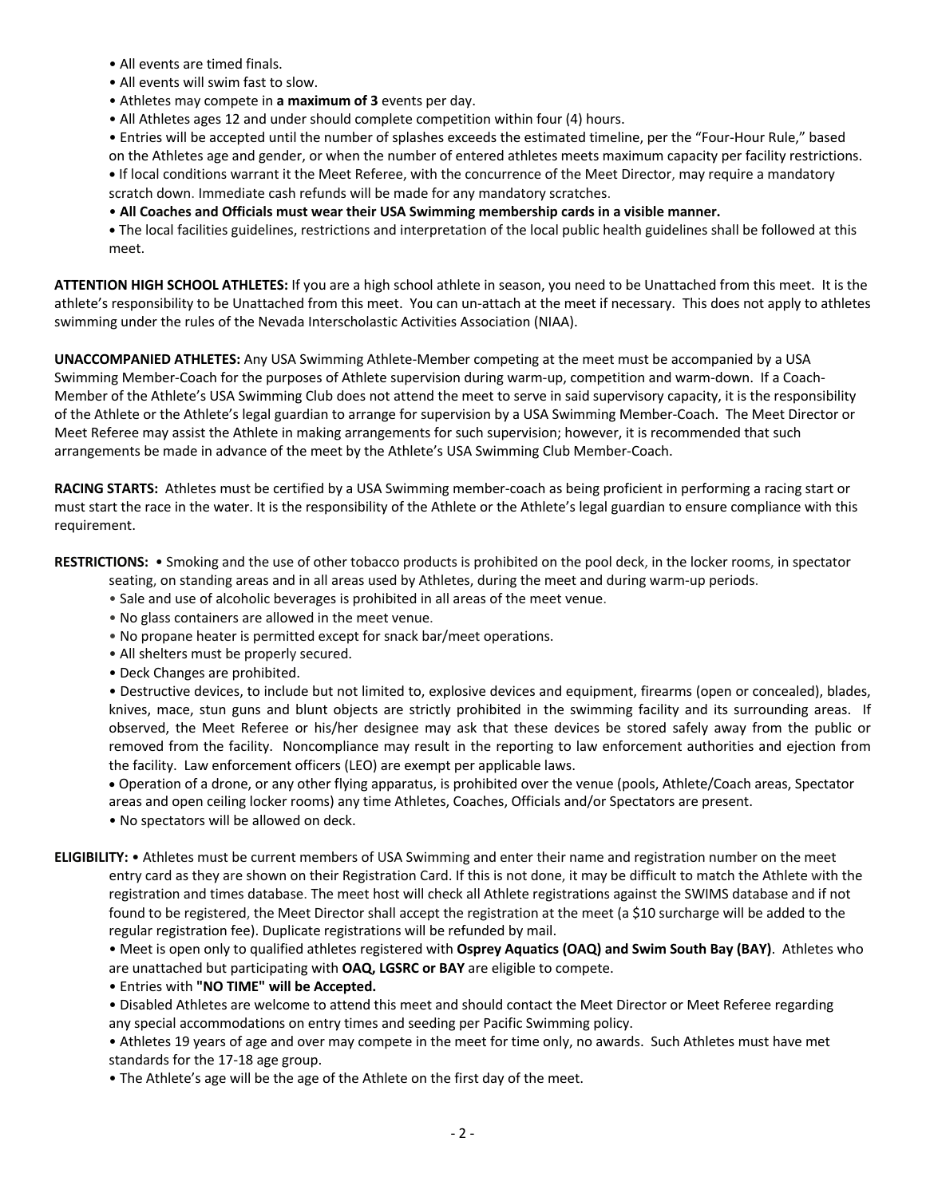- All events are timed finals.
- All events will swim fast to slow.
- Athletes may compete in **a maximum of 3** events per day.
- All Athletes ages 12 and under should complete competition within four (4) hours.
- Entries will be accepted until the number of splashes exceeds the estimated timeline, per the "Four-Hour Rule," based on the Athletes age and gender, or when the number of entered athletes meets maximum capacity per facility restrictions.
- If local conditions warrant it the Meet Referee, with the concurrence of the Meet Director, may require a mandatory scratch down. Immediate cash refunds will be made for any mandatory scratches.
- **All Coaches and Officials must wear their USA Swimming membership cards in a visible manner.**
- The local facilities guidelines, restrictions and interpretation of the local public health guidelines shall be followed at this meet.

**ATTENTION HIGH SCHOOL ATHLETES:** If you are a high school athlete in season, you need to be Unattached from this meet. It is the athlete's responsibility to be Unattached from this meet. You can un-attach at the meet if necessary. This does not apply to athletes swimming under the rules of the Nevada Interscholastic Activities Association (NIAA).

**UNACCOMPANIED ATHLETES:** Any USA Swimming Athlete-Member competing at the meet must be accompanied by a USA Swimming Member-Coach for the purposes of Athlete supervision during warm-up, competition and warm-down. If a Coach-Member of the Athlete's USA Swimming Club does not attend the meet to serve in said supervisory capacity, it is the responsibility of the Athlete or the Athlete's legal guardian to arrange for supervision by a USA Swimming Member-Coach. The Meet Director or Meet Referee may assist the Athlete in making arrangements for such supervision; however, it is recommended that such arrangements be made in advance of the meet by the Athlete's USA Swimming Club Member-Coach.

**RACING STARTS:** Athletes must be certified by a USA Swimming member-coach as being proficient in performing a racing start or must start the race in the water. It is the responsibility of the Athlete or the Athlete's legal guardian to ensure compliance with this requirement.

**RESTRICTIONS:**

- Smoking and the use of other tobacco products is prohibited on the pool deck, in the locker rooms, in spectator seating, on standing areas and in all areas used by Athletes, during the meet and during warm-up periods.
- Sale and use of alcoholic beverages is prohibited in all areas of the meet venue.
- No glass containers are allowed in the meet venue.
- No propane heater is permitted except for snack bar/meet operations.
- All shelters must be properly secured.
- Deck Changes are prohibited.
- Destructive devices, to include but not limited to, explosive devices and equipment, firearms (open or concealed), blades, knives, mace, stun guns and blunt objects are strictly prohibited in the swimming facility and its surrounding areas. If observed, the Meet Referee or his/her designee may ask that these devices be stored safely away from the public or removed from the facility. Noncompliance may result in the reporting to law enforcement authorities and ejection from the facility. Law enforcement officers (LEO) are exempt per applicable laws.
- Operation of a drone, or any other flying apparatus, is prohibited over the venue (pools, Athlete/Coach areas, Spectator areas and open ceiling locker rooms) any time Athletes, Coaches, Officials and/or Spectators are present.
- No spectators will be allowed on deck.

**ELIGIBILITY:**

- Athletes must be current members of USA Swimming and enter their name and registration number on the meet entry card as they are shown on their Registration Card. If this is not done, it may be difficult to match the Athlete with the registration and times database. The meet host will check all Athlete registrations against the SWIMS database and if not found to be registered, the Meet Director shall accept the registration at the meet (a $10 surcharge will be added to the regular registration fee). Duplicate registrations will be refunded by mail.
- Meet is open only to qualified athletes registered with **Osprey Aquatics (OAQ) and Swim South Bay (BAY)**. Athletes who are unattached but participating with **OAQ, LGSRC or BAY** are eligible to compete.
- Entries with **"NO TIME" will be Accepted.**
- Disabled Athletes are welcome to attend this meet and should contact the Meet Director or Meet Referee regarding any special accommodations on entry times and seeding per Pacific Swimming policy.
- Athletes 19 years of age and over may compete in the meet for time only, no awards. Such Athletes must have met standards for the 17-18 age group.
- The Athlete's age will be the age of the Athlete on the first day of the meet.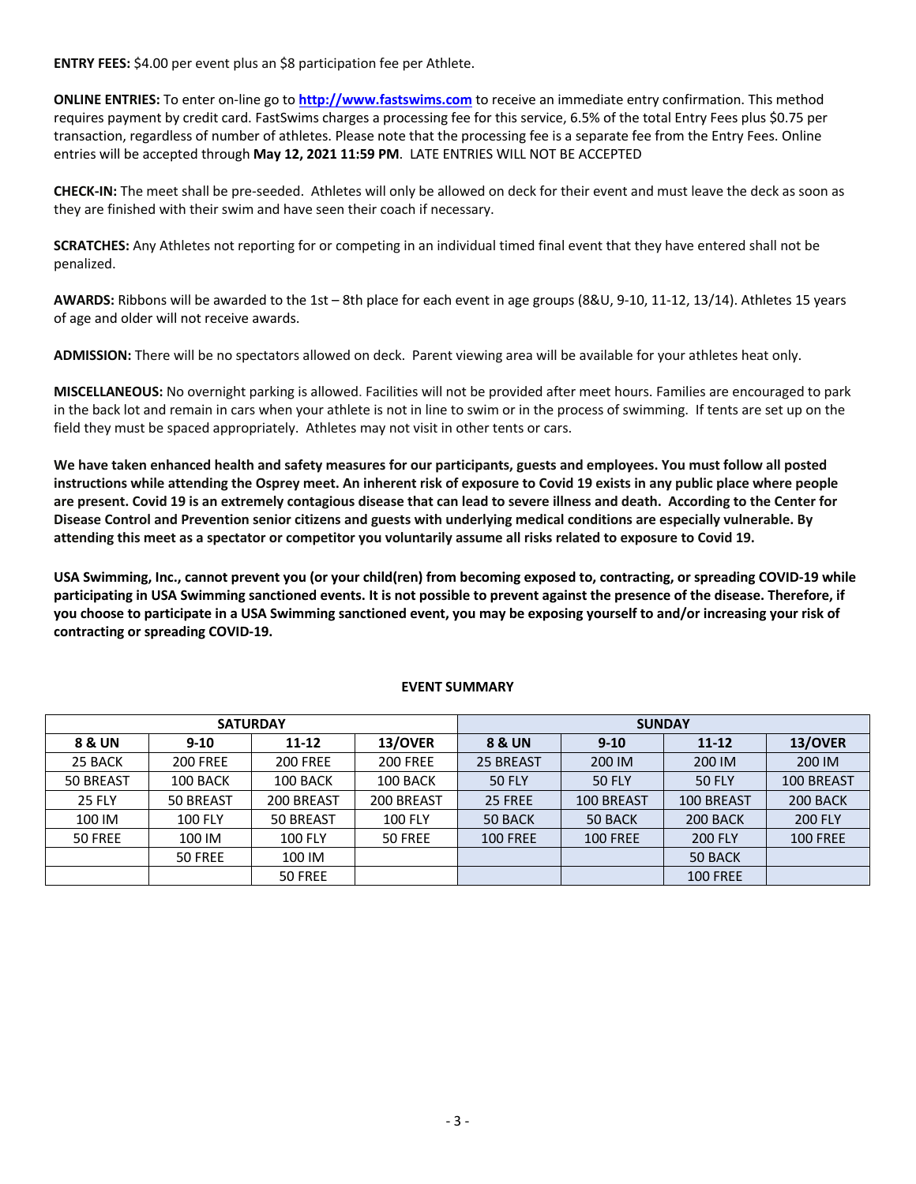**ENTRY FEES:** $4.00 per event plus an $8 participation fee per Athlete.

**ONLINE ENTRIES:** To enter on-line go to **http://www.fastswims.com** to receive an immediate entry confirmation. This method requires payment by credit card. FastSwims charges a processing fee for this service, 6.5% of the total Entry Fees plus $0.75 per transaction, regardless of number of athletes. Please note that the processing fee is a separate fee from the Entry Fees. Online entries will be accepted through **May 12, 2021 11:59 PM**. LATE ENTRIES WILL NOT BE ACCEPTED

**CHECK-IN:** The meet shall be pre-seeded. Athletes will only be allowed on deck for their event and must leave the deck as soon as they are finished with their swim and have seen their coach if necessary.

**SCRATCHES:** Any Athletes not reporting for or competing in an individual timed final event that they have entered shall not be penalized.

**AWARDS:** Ribbons will be awarded to the 1st – 8th place for each event in age groups (8&U, 9-10, 11-12, 13/14). Athletes 15 years of age and older will not receive awards.

**ADMISSION:** There will be no spectators allowed on deck. Parent viewing area will be available for your athletes heat only.

**MISCELLANEOUS:** No overnight parking is allowed. Facilities will not be provided after meet hours. Families are encouraged to park in the back lot and remain in cars when your athlete is not in line to swim or in the process of swimming. If tents are set up on the field they must be spaced appropriately. Athletes may not visit in other tents or cars.

**We have taken enhanced health and safety measures for our participants, guests and employees. You must follow all posted instructions while attending the Osprey meet. An inherent risk of exposure to Covid 19 exists in any public place where people are present. Covid 19 is an extremely contagious disease that can lead to severe illness and death. According to the Center for Disease Control and Prevention senior citizens and guests with underlying medical conditions are especially vulnerable. By attending this meet as a spectator or competitor you voluntarily assume all risks related to exposure to Covid 19.**

**USA Swimming, Inc., cannot prevent you (or your child(ren) from becoming exposed to, contracting, or spreading COVID-19 while participating in USA Swimming sanctioned events. It is not possible to prevent against the presence of the disease. Therefore, if you choose to participate in a USA Swimming sanctioned event, you may be exposing yourself to and/or increasing your risk of contracting or spreading COVID-19.**

**EVENT SUMMARY**

| SATURDAY | | | | SUNDAY | | | |
|---|---|---|---|---|---|---|---|
| **8 & UN** | **9-10** | **11-12** | **13/OVER** | **8 & UN** | **9-10** | **11-12** | **13/OVER** |
| 25 BACK | 200 FREE | 200 FREE | 200 FREE | 25 BREAST | 200 IM | 200 IM | 200 IM |
| 50 BREAST | 100 BACK | 100 BACK | 100 BACK | 50 FLY | 50 FLY | 50 FLY | 100 BREAST |
| 25 FLY | 50 BREAST | 200 BREAST | 200 BREAST | 25 FREE | 100 BREAST | 100 BREAST | 200 BACK |
| 100 IM | 100 FLY | 50 BREAST | 100 FLY | 50 BACK | 50 BACK | 200 BACK | 200 FLY |
| 50 FREE | 100 IM | 100 FLY | 50 FREE | 100 FREE | 100 FREE | 200 FLY | 100 FREE |
| | 50 FREE | 100 IM | | | | 50 BACK | |
| | | 50 FREE | | | | 100 FREE | |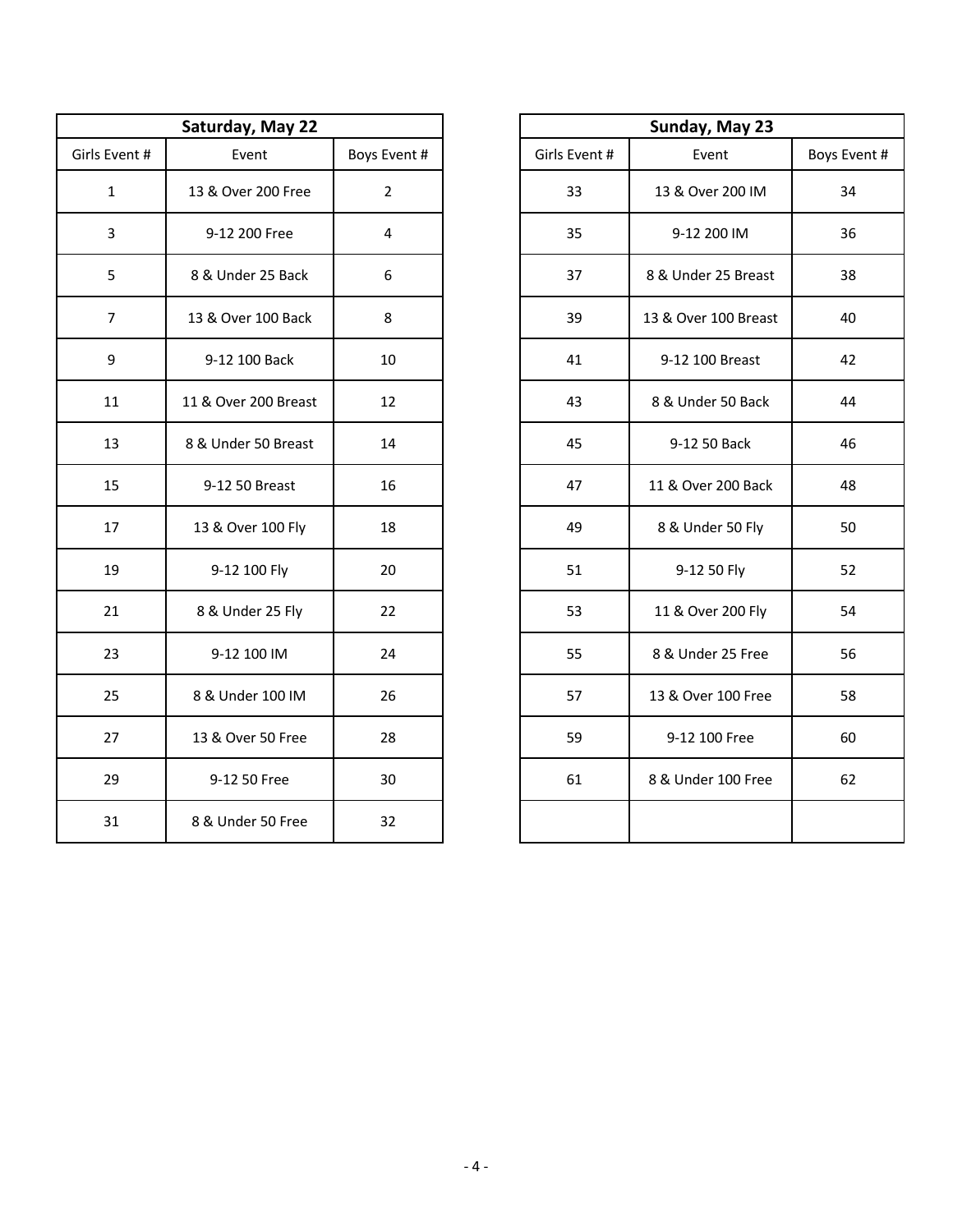| Saturday, May 22 | | |
|---|---|---|
| Girls Event # | Event | Boys Event # |
| 1 | 13 & Over 200 Free | 2 |
| 3 | 9-12 200 Free | 4 |
| 5 | 8 & Under 25 Back | 6 |
| 7 | 13 & Over 100 Back | 8 |
| 9 | 9-12 100 Back | 10 |
| 11 | 11 & Over 200 Breast | 12 |
| 13 | 8 & Under 50 Breast | 14 |
| 15 | 9-12 50 Breast | 16 |
| 17 | 13 & Over 100 Fly | 18 |
| 19 | 9-12 100 Fly | 20 |
| 21 | 8 & Under 25 Fly | 22 |
| 23 | 9-12 100 IM | 24 |
| 25 | 8 & Under 100 IM | 26 |
| 27 | 13 & Over 50 Free | 28 |
| 29 | 9-12 50 Free | 30 |
| 31 | 8 & Under 50 Free | 32 |

| Sunday, May 23 | | |
|---|---|---|
| Girls Event # | Event | Boys Event # |
| 33 | 13 & Over 200 IM | 34 |
| 35 | 9-12 200 IM | 36 |
| 37 | 8 & Under 25 Breast | 38 |
| 39 | 13 & Over 100 Breast | 40 |
| 41 | 9-12 100 Breast | 42 |
| 43 | 8 & Under 50 Back | 44 |
| 45 | 9-12 50 Back | 46 |
| 47 | 11 & Over 200 Back | 48 |
| 49 | 8 & Under 50 Fly | 50 |
| 51 | 9-12 50 Fly | 52 |
| 53 | 11 & Over 200 Fly | 54 |
| 55 | 8 & Under 25 Free | 56 |
| 57 | 13 & Over 100 Free | 58 |
| 59 | 9-12 100 Free | 60 |
| 61 | 8 & Under 100 Free | 62 |
| | | |